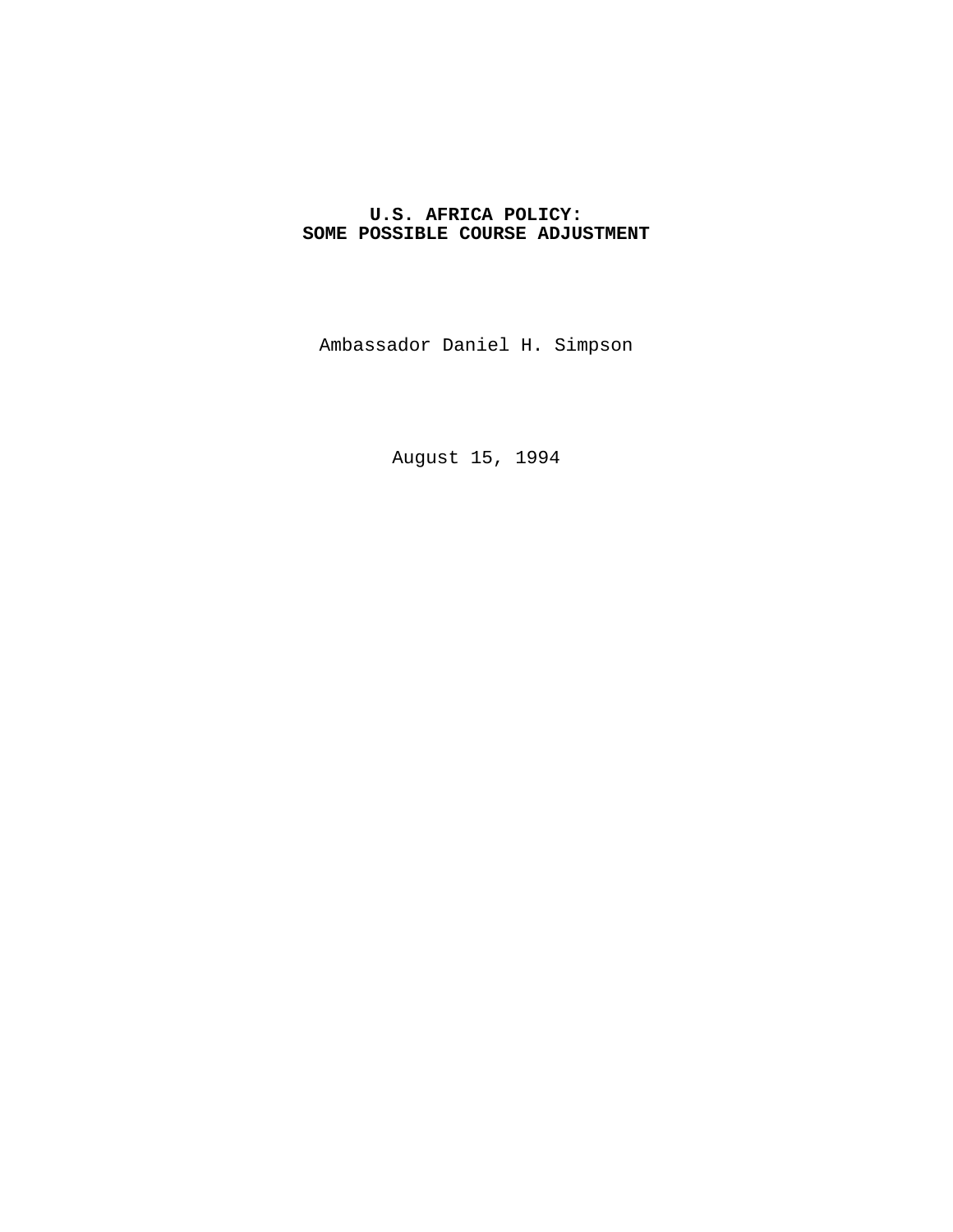# U.S. AFRICA POLICY: SOME POSSIBLE COURSE ADJUSTMENT

Ambassador Daniel H. Simpson

August 15, 1994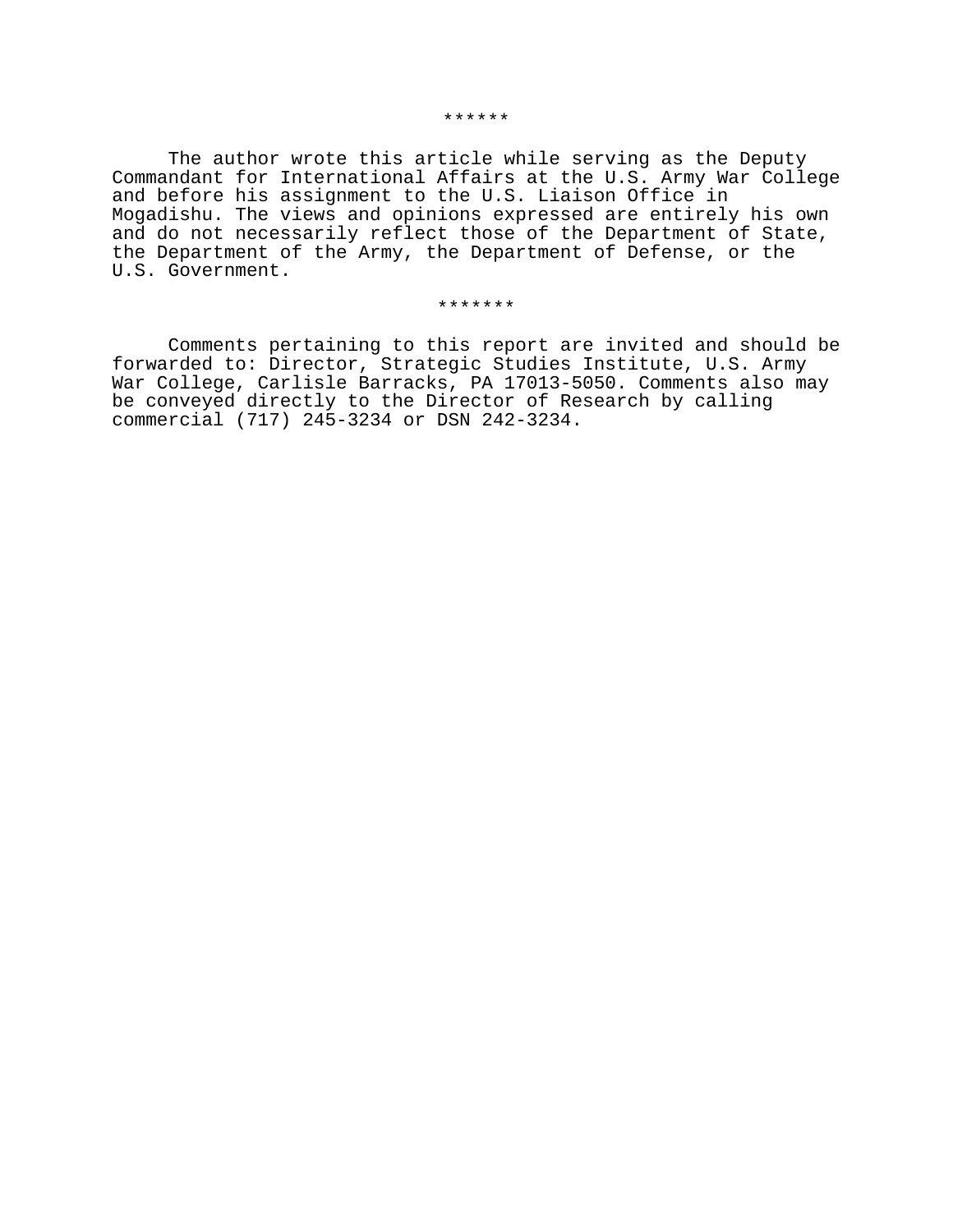******

The author wrote this article while serving as the Deputy Commandant for International Affairs at the U.S. Army War College and before his assignment to the U.S. Liaison Office in Mogadishu. The views and opinions expressed are entirely his own and do not necessarily reflect those of the Department of State, the Department of the Army, the Department of Defense, or the U.S. Government.

*******

Comments pertaining to this report are invited and should be forwarded to: Director, Strategic Studies Institute, U.S. Army War College, Carlisle Barracks, PA 17013-5050. Comments also may be conveyed directly to the Director of Research by calling commercial (717) 245-3234 or DSN 242-3234.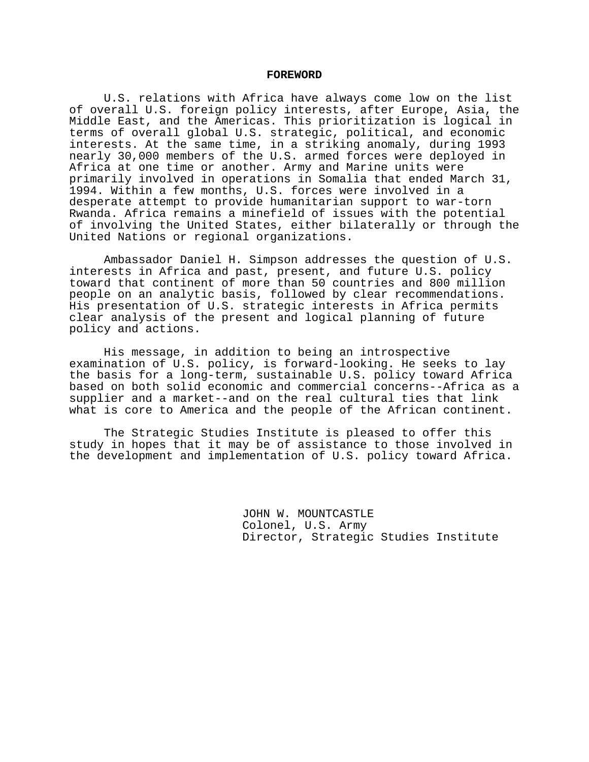## FOREWORD

U.S. relations with Africa have always come low on the list of overall U.S. foreign policy interests, after Europe, Asia, the Middle East, and the Americas. This prioritization is logical in terms of overall global U.S. strategic, political, and economic interests. At the same time, in a striking anomaly, during 1993 nearly 30,000 members of the U.S. armed forces were deployed in Africa at one time or another. Army and Marine units were primarily involved in operations in Somalia that ended March 31, 1994. Within a few months, U.S. forces were involved in a desperate attempt to provide humanitarian support to war-torn Rwanda. Africa remains a minefield of issues with the potential of involving the United States, either bilaterally or through the United Nations or regional organizations.

Ambassador Daniel H. Simpson addresses the question of U.S. interests in Africa and past, present, and future U.S. policy toward that continent of more than 50 countries and 800 million people on an analytic basis, followed by clear recommendations. His presentation of U.S. strategic interests in Africa permits clear analysis of the present and logical planning of future policy and actions.

His message, in addition to being an introspective examination of U.S. policy, is forward-looking. He seeks to lay the basis for a long-term, sustainable U.S. policy toward Africa based on both solid economic and commercial concerns--Africa as a supplier and a market--and on the real cultural ties that link what is core to America and the people of the African continent.

The Strategic Studies Institute is pleased to offer this study in hopes that it may be of assistance to those involved in the development and implementation of U.S. policy toward Africa.

JOHN W. MOUNTCASTLE  
Colonel, U.S. Army  
Director, Strategic Studies Institute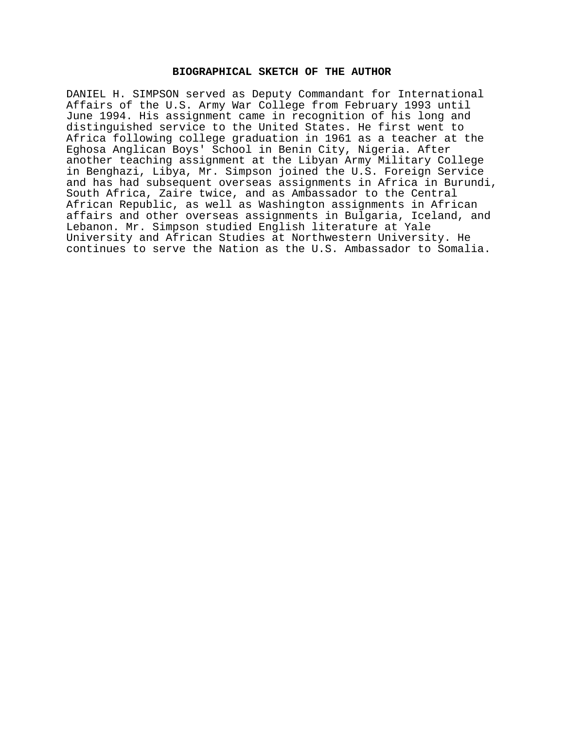## BIOGRAPHICAL SKETCH OF THE AUTHOR

DANIEL H. SIMPSON served as Deputy Commandant for International Affairs of the U.S. Army War College from February 1993 until June 1994. His assignment came in recognition of his long and distinguished service to the United States. He first went to Africa following college graduation in 1961 as a teacher at the Eghosa Anglican Boys' School in Benin City, Nigeria. After another teaching assignment at the Libyan Army Military College in Benghazi, Libya, Mr. Simpson joined the U.S. Foreign Service and has had subsequent overseas assignments in Africa in Burundi, South Africa, Zaire twice, and as Ambassador to the Central African Republic, as well as Washington assignments in African affairs and other overseas assignments in Bulgaria, Iceland, and Lebanon. Mr. Simpson studied English literature at Yale University and African Studies at Northwestern University. He continues to serve the Nation as the U.S. Ambassador to Somalia.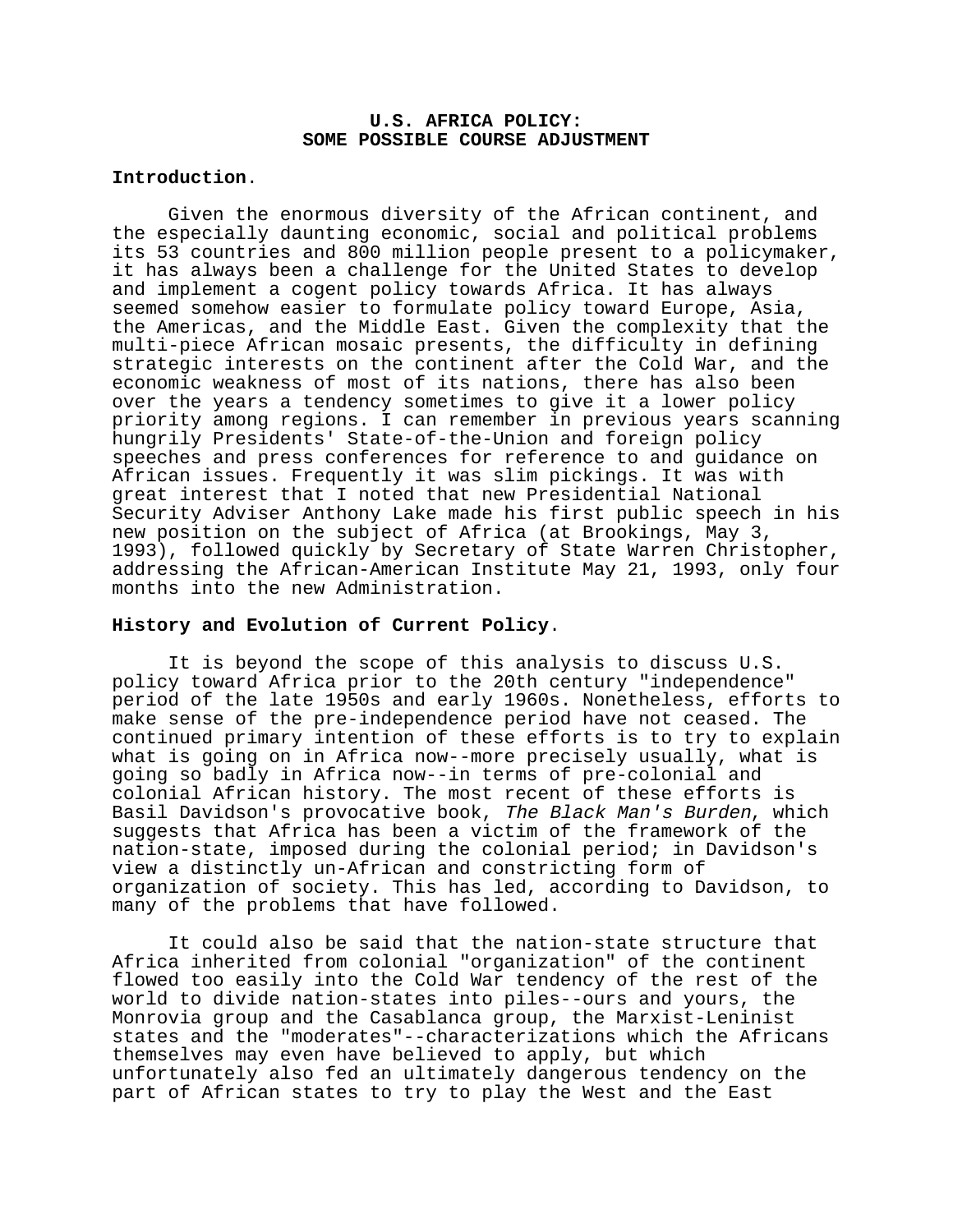## U.S. AFRICA POLICY: SOME POSSIBLE COURSE ADJUSTMENT

**Introduction**.

Given the enormous diversity of the African continent, and the especially daunting economic, social and political problems its 53 countries and 800 million people present to a policymaker, it has always been a challenge for the United States to develop and implement a cogent policy towards Africa. It has always seemed somehow easier to formulate policy toward Europe, Asia, the Americas, and the Middle East. Given the complexity that the multi-piece African mosaic presents, the difficulty in defining strategic interests on the continent after the Cold War, and the economic weakness of most of its nations, there has also been over the years a tendency sometimes to give it a lower policy priority among regions. I can remember in previous years scanning hungrily Presidents' State-of-the-Union and foreign policy speeches and press conferences for reference to and guidance on African issues. Frequently it was slim pickings. It was with great interest that I noted that new Presidential National Security Adviser Anthony Lake made his first public speech in his new position on the subject of Africa (at Brookings, May 3, 1993), followed quickly by Secretary of State Warren Christopher, addressing the African-American Institute May 21, 1993, only four months into the new Administration.

**History and Evolution of Current Policy**.

It is beyond the scope of this analysis to discuss U.S. policy toward Africa prior to the 20th century "independence" period of the late 1950s and early 1960s. Nonetheless, efforts to make sense of the pre-independence period have not ceased. The continued primary intention of these efforts is to try to explain what is going on in Africa now--more precisely usually, what is going so badly in Africa now--in terms of pre-colonial and colonial African history. The most recent of these efforts is Basil Davidson's provocative book, *The Black Man's Burden*, which suggests that Africa has been a victim of the framework of the nation-state, imposed during the colonial period; in Davidson's view a distinctly un-African and constricting form of organization of society. This has led, according to Davidson, to many of the problems that have followed.

It could also be said that the nation-state structure that Africa inherited from colonial "organization" of the continent flowed too easily into the Cold War tendency of the rest of the world to divide nation-states into piles--ours and yours, the Monrovia group and the Casablanca group, the Marxist-Leninist states and the "moderates"--characterizations which the Africans themselves may even have believed to apply, but which unfortunately also fed an ultimately dangerous tendency on the part of African states to try to play the West and the East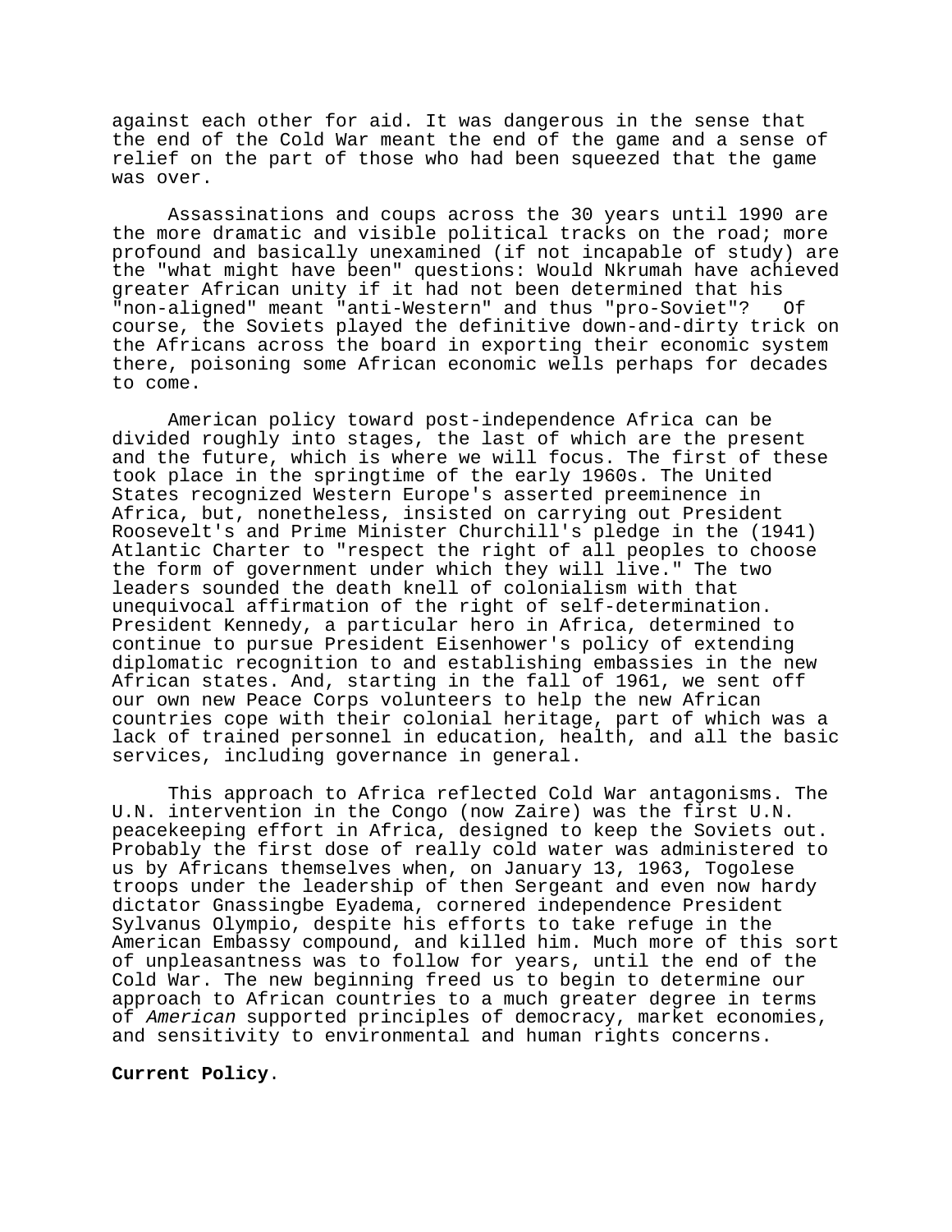against each other for aid. It was dangerous in the sense that the end of the Cold War meant the end of the game and a sense of relief on the part of those who had been squeezed that the game was over.

Assassinations and coups across the 30 years until 1990 are the more dramatic and visible political tracks on the road; more profound and basically unexamined (if not incapable of study) are the "what might have been" questions: Would Nkrumah have achieved greater African unity if it had not been determined that his "non-aligned" meant "anti-Western" and thus "pro-Soviet"? Of course, the Soviets played the definitive down-and-dirty trick on the Africans across the board in exporting their economic system there, poisoning some African economic wells perhaps for decades to come.

American policy toward post-independence Africa can be divided roughly into stages, the last of which are the present and the future, which is where we will focus. The first of these took place in the springtime of the early 1960s. The United States recognized Western Europe's asserted preeminence in Africa, but, nonetheless, insisted on carrying out President Roosevelt's and Prime Minister Churchill's pledge in the (1941) Atlantic Charter to "respect the right of all peoples to choose the form of government under which they will live." The two leaders sounded the death knell of colonialism with that unequivocal affirmation of the right of self-determination. President Kennedy, a particular hero in Africa, determined to continue to pursue President Eisenhower's policy of extending diplomatic recognition to and establishing embassies in the new African states. And, starting in the fall of 1961, we sent off our own new Peace Corps volunteers to help the new African countries cope with their colonial heritage, part of which was a lack of trained personnel in education, health, and all the basic services, including governance in general.

This approach to Africa reflected Cold War antagonisms. The U.N. intervention in the Congo (now Zaire) was the first U.N. peacekeeping effort in Africa, designed to keep the Soviets out. Probably the first dose of really cold water was administered to us by Africans themselves when, on January 13, 1963, Togolese troops under the leadership of then Sergeant and even now hardy dictator Gnassingbe Eyadema, cornered independence President Sylvanus Olympio, despite his efforts to take refuge in the American Embassy compound, and killed him. Much more of this sort of unpleasantness was to follow for years, until the end of the Cold War. The new beginning freed us to begin to determine our approach to African countries to a much greater degree in terms of *American* supported principles of democracy, market economies, and sensitivity to environmental and human rights concerns.

**Current Policy**.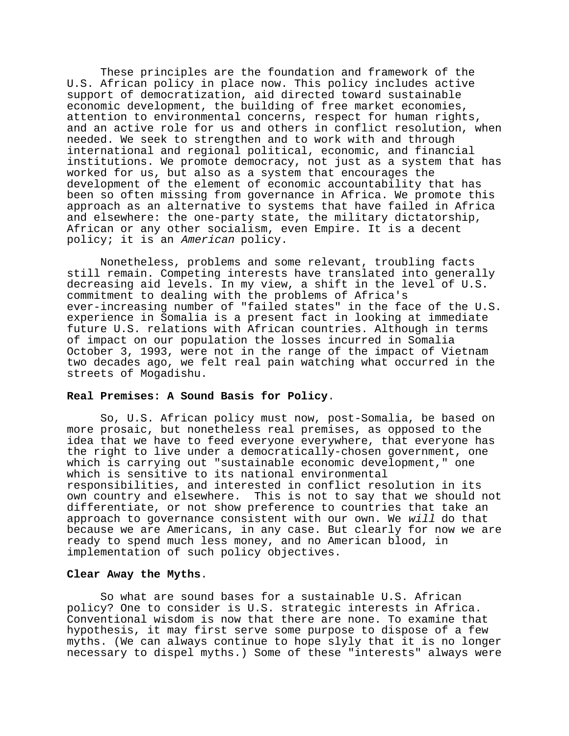These principles are the foundation and framework of the U.S. African policy in place now. This policy includes active support of democratization, aid directed toward sustainable economic development, the building of free market economies, attention to environmental concerns, respect for human rights, and an active role for us and others in conflict resolution, when needed. We seek to strengthen and to work with and through international and regional political, economic, and financial institutions. We promote democracy, not just as a system that has worked for us, but also as a system that encourages the development of the element of economic accountability that has been so often missing from governance in Africa. We promote this approach as an alternative to systems that have failed in Africa and elsewhere: the one-party state, the military dictatorship, African or any other socialism, even Empire. It is a decent policy; it is an *American* policy.

Nonetheless, problems and some relevant, troubling facts still remain. Competing interests have translated into generally decreasing aid levels. In my view, a shift in the level of U.S. commitment to dealing with the problems of Africa's ever-increasing number of "failed states" in the face of the U.S. experience in Somalia is a present fact in looking at immediate future U.S. relations with African countries. Although in terms of impact on our population the losses incurred in Somalia October 3, 1993, were not in the range of the impact of Vietnam two decades ago, we felt real pain watching what occurred in the streets of Mogadishu.

**Real Premises: A Sound Basis for Policy**.

So, U.S. African policy must now, post-Somalia, be based on more prosaic, but nonetheless real premises, as opposed to the idea that we have to feed everyone everywhere, that everyone has the right to live under a democratically-chosen government, one which is carrying out "sustainable economic development," one which is sensitive to its national environmental responsibilities, and interested in conflict resolution in its own country and elsewhere. This is not to say that we should not differentiate, or not show preference to countries that take an approach to governance consistent with our own. We *will* do that because we are Americans, in any case. But clearly for now we are ready to spend much less money, and no American blood, in implementation of such policy objectives.

**Clear Away the Myths**.

So what are sound bases for a sustainable U.S. African policy? One to consider is U.S. strategic interests in Africa. Conventional wisdom is now that there are none. To examine that hypothesis, it may first serve some purpose to dispose of a few myths. (We can always continue to hope slyly that it is no longer necessary to dispel myths.) Some of these "interests" always were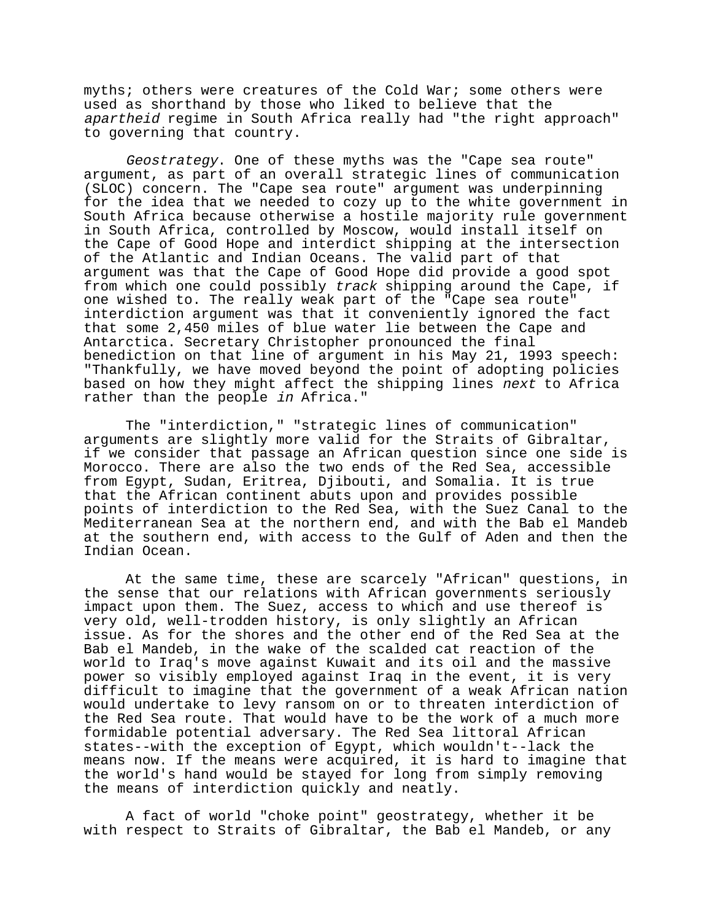myths; others were creatures of the Cold War; some others were used as shorthand by those who liked to believe that the *apartheid* regime in South Africa really had "the right approach" to governing that country.

*Geostrategy*. One of these myths was the "Cape sea route" argument, as part of an overall strategic lines of communication (SLOC) concern. The "Cape sea route" argument was underpinning for the idea that we needed to cozy up to the white government in South Africa because otherwise a hostile majority rule government in South Africa, controlled by Moscow, would install itself on the Cape of Good Hope and interdict shipping at the intersection of the Atlantic and Indian Oceans. The valid part of that argument was that the Cape of Good Hope did provide a good spot from which one could possibly *track* shipping around the Cape, if one wished to. The really weak part of the "Cape sea route" interdiction argument was that it conveniently ignored the fact that some 2,450 miles of blue water lie between the Cape and Antarctica. Secretary Christopher pronounced the final benediction on that line of argument in his May 21, 1993 speech: "Thankfully, we have moved beyond the point of adopting policies based on how they might affect the shipping lines *next* to Africa rather than the people *in* Africa."

The "interdiction," "strategic lines of communication" arguments are slightly more valid for the Straits of Gibraltar, if we consider that passage an African question since one side is Morocco. There are also the two ends of the Red Sea, accessible from Egypt, Sudan, Eritrea, Djibouti, and Somalia. It is true that the African continent abuts upon and provides possible points of interdiction to the Red Sea, with the Suez Canal to the Mediterranean Sea at the northern end, and with the Bab el Mandeb at the southern end, with access to the Gulf of Aden and then the Indian Ocean.

At the same time, these are scarcely "African" questions, in the sense that our relations with African governments seriously impact upon them. The Suez, access to which and use thereof is very old, well-trodden history, is only slightly an African issue. As for the shores and the other end of the Red Sea at the Bab el Mandeb, in the wake of the scalded cat reaction of the world to Iraq's move against Kuwait and its oil and the massive power so visibly employed against Iraq in the event, it is very difficult to imagine that the government of a weak African nation would undertake to levy ransom on or to threaten interdiction of the Red Sea route. That would have to be the work of a much more formidable potential adversary. The Red Sea littoral African states--with the exception of Egypt, which wouldn't--lack the means now. If the means were acquired, it is hard to imagine that the world's hand would be stayed for long from simply removing the means of interdiction quickly and neatly.

A fact of world "choke point" geostrategy, whether it be with respect to Straits of Gibraltar, the Bab el Mandeb, or any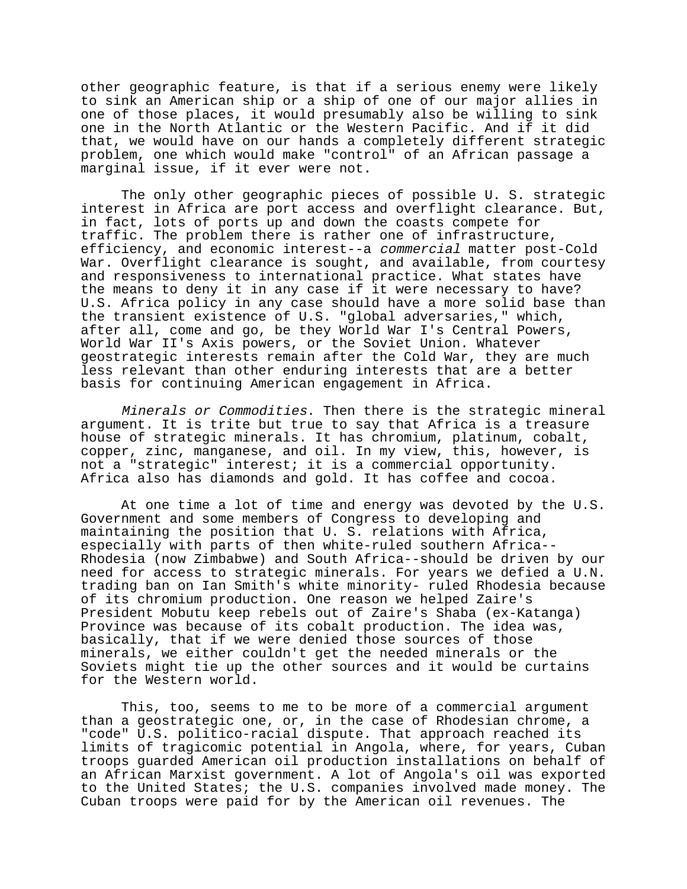other geographic feature, is that if a serious enemy were likely to sink an American ship or a ship of one of our major allies in one of those places, it would presumably also be willing to sink one in the North Atlantic or the Western Pacific. And if it did that, we would have on our hands a completely different strategic problem, one which would make "control" of an African passage a marginal issue, if it ever were not.

The only other geographic pieces of possible U. S. strategic interest in Africa are port access and overflight clearance. But, in fact, lots of ports up and down the coasts compete for traffic. The problem there is rather one of infrastructure, efficiency, and economic interest--a *commercial* matter post-Cold War. Overflight clearance is sought, and available, from courtesy and responsiveness to international practice. What states have the means to deny it in any case if it were necessary to have? U.S. Africa policy in any case should have a more solid base than the transient existence of U.S. "global adversaries," which, after all, come and go, be they World War I's Central Powers, World War II's Axis powers, or the Soviet Union. Whatever geostrategic interests remain after the Cold War, they are much less relevant than other enduring interests that are a better basis for continuing American engagement in Africa.

*Minerals or Commodities*. Then there is the strategic mineral argument. It is trite but true to say that Africa is a treasure house of strategic minerals. It has chromium, platinum, cobalt, copper, zinc, manganese, and oil. In my view, this, however, is not a "strategic" interest; it is a commercial opportunity. Africa also has diamonds and gold. It has coffee and cocoa.

At one time a lot of time and energy was devoted by the U.S. Government and some members of Congress to developing and maintaining the position that U. S. relations with Africa, especially with parts of then white-ruled southern Africa--Rhodesia (now Zimbabwe) and South Africa--should be driven by our need for access to strategic minerals. For years we defied a U.N. trading ban on Ian Smith's white minority- ruled Rhodesia because of its chromium production. One reason we helped Zaire's President Mobutu keep rebels out of Zaire's Shaba (ex-Katanga) Province was because of its cobalt production. The idea was, basically, that if we were denied those sources of those minerals, we either couldn't get the needed minerals or the Soviets might tie up the other sources and it would be curtains for the Western world.

This, too, seems to me to be more of a commercial argument than a geostrategic one, or, in the case of Rhodesian chrome, a "code" U.S. politico-racial dispute. That approach reached its limits of tragicomic potential in Angola, where, for years, Cuban troops guarded American oil production installations on behalf of an African Marxist government. A lot of Angola's oil was exported to the United States; the U.S. companies involved made money. The Cuban troops were paid for by the American oil revenues. The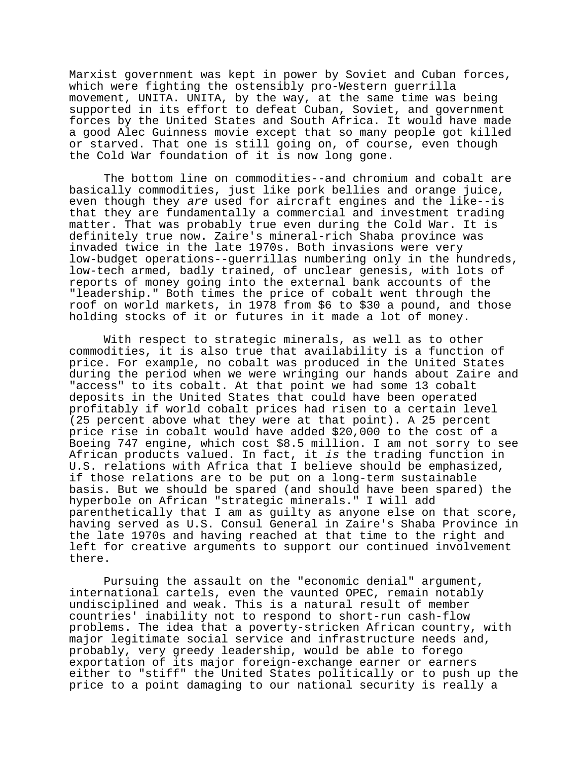Marxist government was kept in power by Soviet and Cuban forces, which were fighting the ostensibly pro-Western guerrilla movement, UNITA. UNITA, by the way, at the same time was being supported in its effort to defeat Cuban, Soviet, and government forces by the United States and South Africa. It would have made a good Alec Guinness movie except that so many people got killed or starved. That one is still going on, of course, even though the Cold War foundation of it is now long gone.

The bottom line on commodities--and chromium and cobalt are basically commodities, just like pork bellies and orange juice, even though they *are* used for aircraft engines and the like--is that they are fundamentally a commercial and investment trading matter. That was probably true even during the Cold War. It is definitely true now. Zaire's mineral-rich Shaba province was invaded twice in the late 1970s. Both invasions were very low-budget operations--guerrillas numbering only in the hundreds, low-tech armed, badly trained, of unclear genesis, with lots of reports of money going into the external bank accounts of the "leadership." Both times the price of cobalt went through the roof on world markets, in 1978 from $6 to $30 a pound, and those holding stocks of it or futures in it made a lot of money.

With respect to strategic minerals, as well as to other commodities, it is also true that availability is a function of price. For example, no cobalt was produced in the United States during the period when we were wringing our hands about Zaire and "access" to its cobalt. At that point we had some 13 cobalt deposits in the United States that could have been operated profitably if world cobalt prices had risen to a certain level (25 percent above what they were at that point). A 25 percent price rise in cobalt would have added $20,000 to the cost of a Boeing 747 engine, which cost $8.5 million. I am not sorry to see African products valued. In fact, it *is* the trading function in U.S. relations with Africa that I believe should be emphasized, if those relations are to be put on a long-term sustainable basis. But we should be spared (and should have been spared) the hyperbole on African "strategic minerals." I will add parenthetically that I am as guilty as anyone else on that score, having served as U.S. Consul General in Zaire's Shaba Province in the late 1970s and having reached at that time to the right and left for creative arguments to support our continued involvement there.

Pursuing the assault on the "economic denial" argument, international cartels, even the vaunted OPEC, remain notably undisciplined and weak. This is a natural result of member countries' inability not to respond to short-run cash-flow problems. The idea that a poverty-stricken African country, with major legitimate social service and infrastructure needs and, probably, very greedy leadership, would be able to forego exportation of its major foreign-exchange earner or earners either to "stiff" the United States politically or to push up the price to a point damaging to our national security is really a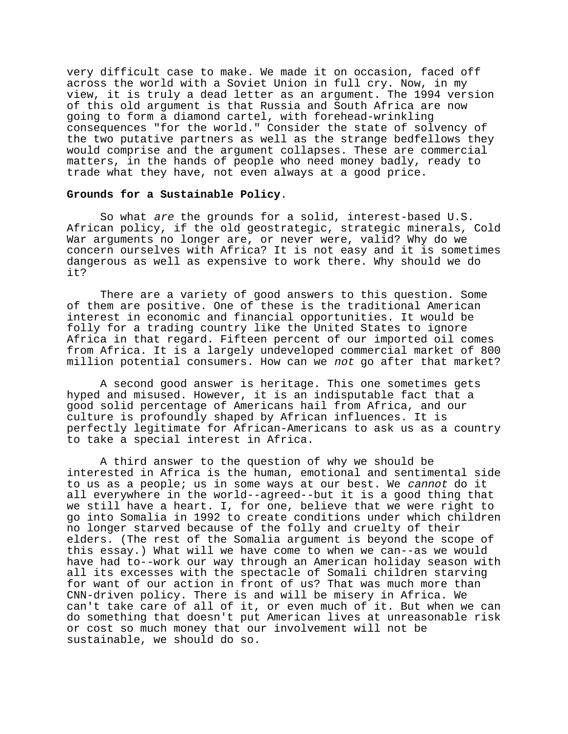very difficult case to make. We made it on occasion, faced off across the world with a Soviet Union in full cry. Now, in my view, it is truly a dead letter as an argument. The 1994 version of this old argument is that Russia and South Africa are now going to form a diamond cartel, with forehead-wrinkling consequences "for the world." Consider the state of solvency of the two putative partners as well as the strange bedfellows they would comprise and the argument collapses. These are commercial matters, in the hands of people who need money badly, ready to trade what they have, not even always at a good price.

**Grounds for a Sustainable Policy**.

So what *are* the grounds for a solid, interest-based U.S. African policy, if the old geostrategic, strategic minerals, Cold War arguments no longer are, or never were, valid? Why do we concern ourselves with Africa? It is not easy and it is sometimes dangerous as well as expensive to work there. Why should we do it?

There are a variety of good answers to this question. Some of them are positive. One of these is the traditional American interest in economic and financial opportunities. It would be folly for a trading country like the United States to ignore Africa in that regard. Fifteen percent of our imported oil comes from Africa. It is a largely undeveloped commercial market of 800 million potential consumers. How can we *not* go after that market?

A second good answer is heritage. This one sometimes gets hyped and misused. However, it is an indisputable fact that a good solid percentage of Americans hail from Africa, and our culture is profoundly shaped by African influences. It is perfectly legitimate for African-Americans to ask us as a country to take a special interest in Africa.

A third answer to the question of why we should be interested in Africa is the human, emotional and sentimental side to us as a people; us in some ways at our best. We *cannot* do it all everywhere in the world--agreed--but it is a good thing that we still have a heart. I, for one, believe that we were right to go into Somalia in 1992 to create conditions under which children no longer starved because of the folly and cruelty of their elders. (The rest of the Somalia argument is beyond the scope of this essay.) What will we have come to when we can--as we would have had to--work our way through an American holiday season with all its excesses with the spectacle of Somali children starving for want of our action in front of us? That was much more than CNN-driven policy. There is and will be misery in Africa. We can't take care of all of it, or even much of it. But when we can do something that doesn't put American lives at unreasonable risk or cost so much money that our involvement will not be sustainable, we should do so.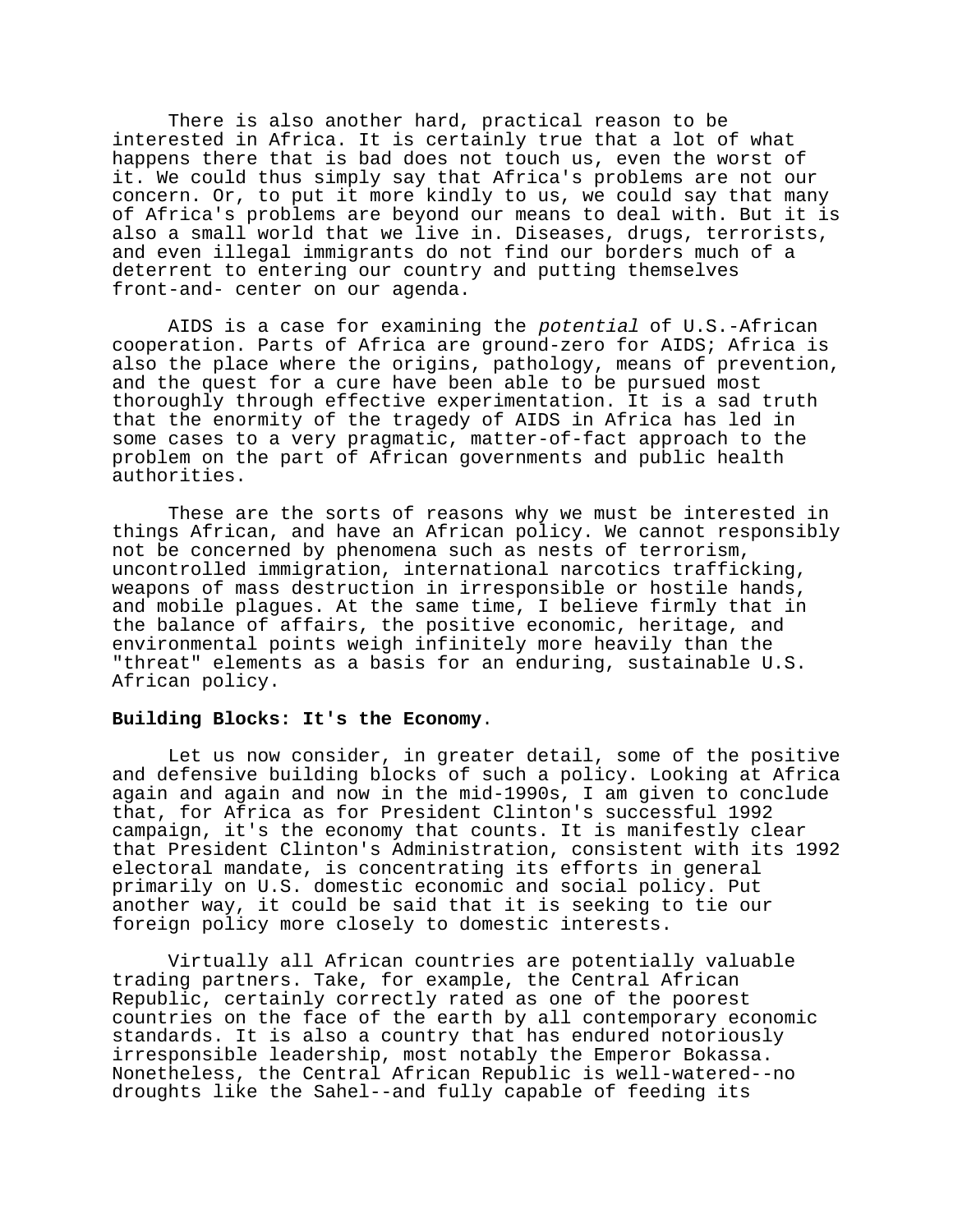There is also another hard, practical reason to be interested in Africa. It is certainly true that a lot of what happens there that is bad does not touch us, even the worst of it. We could thus simply say that Africa's problems are not our concern. Or, to put it more kindly to us, we could say that many of Africa's problems are beyond our means to deal with. But it is also a small world that we live in. Diseases, drugs, terrorists, and even illegal immigrants do not find our borders much of a deterrent to entering our country and putting themselves front-and- center on our agenda.

AIDS is a case for examining the *potential* of U.S.-African cooperation. Parts of Africa are ground-zero for AIDS; Africa is also the place where the origins, pathology, means of prevention, and the quest for a cure have been able to be pursued most thoroughly through effective experimentation. It is a sad truth that the enormity of the tragedy of AIDS in Africa has led in some cases to a very pragmatic, matter-of-fact approach to the problem on the part of African governments and public health authorities.

These are the sorts of reasons why we must be interested in things African, and have an African policy. We cannot responsibly not be concerned by phenomena such as nests of terrorism, uncontrolled immigration, international narcotics trafficking, weapons of mass destruction in irresponsible or hostile hands, and mobile plagues. At the same time, I believe firmly that in the balance of affairs, the positive economic, heritage, and environmental points weigh infinitely more heavily than the "threat" elements as a basis for an enduring, sustainable U.S. African policy.

**Building Blocks: It's the Economy**.

Let us now consider, in greater detail, some of the positive and defensive building blocks of such a policy. Looking at Africa again and again and now in the mid-1990s, I am given to conclude that, for Africa as for President Clinton's successful 1992 campaign, it's the economy that counts. It is manifestly clear that President Clinton's Administration, consistent with its 1992 electoral mandate, is concentrating its efforts in general primarily on U.S. domestic economic and social policy. Put another way, it could be said that it is seeking to tie our foreign policy more closely to domestic interests.

Virtually all African countries are potentially valuable trading partners. Take, for example, the Central African Republic, certainly correctly rated as one of the poorest countries on the face of the earth by all contemporary economic standards. It is also a country that has endured notoriously irresponsible leadership, most notably the Emperor Bokassa. Nonetheless, the Central African Republic is well-watered--no droughts like the Sahel--and fully capable of feeding its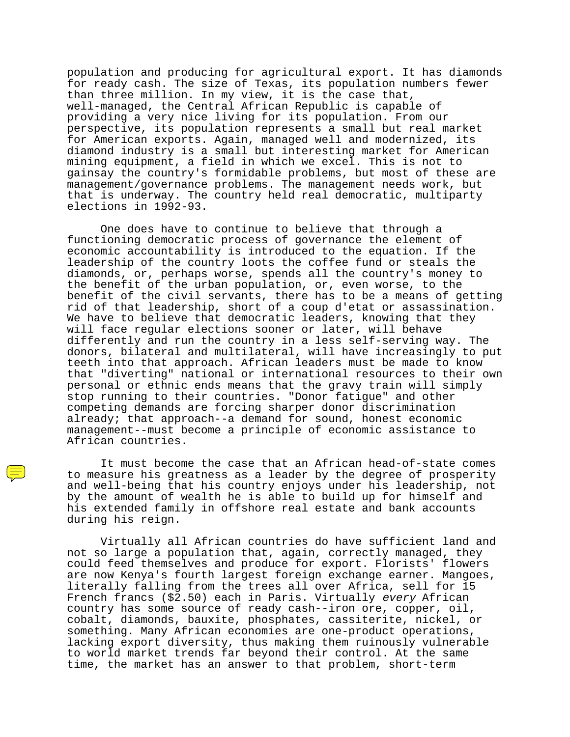population and producing for agricultural export. It has diamonds for ready cash. The size of Texas, its population numbers fewer than three million. In my view, it is the case that, well-managed, the Central African Republic is capable of providing a very nice living for its population. From our perspective, its population represents a small but real market for American exports. Again, managed well and modernized, its diamond industry is a small but interesting market for American mining equipment, a field in which we excel. This is not to gainsay the country's formidable problems, but most of these are management/governance problems. The management needs work, but that is underway. The country held real democratic, multiparty elections in 1992-93.

One does have to continue to believe that through a functioning democratic process of governance the element of economic accountability is introduced to the equation. If the leadership of the country loots the coffee fund or steals the diamonds, or, perhaps worse, spends all the country's money to the benefit of the urban population, or, even worse, to the benefit of the civil servants, there has to be a means of getting rid of that leadership, short of a coup d'etat or assassination. We have to believe that democratic leaders, knowing that they will face regular elections sooner or later, will behave differently and run the country in a less self-serving way. The donors, bilateral and multilateral, will have increasingly to put teeth into that approach. African leaders must be made to know that "diverting" national or international resources to their own personal or ethnic ends means that the gravy train will simply stop running to their countries. "Donor fatigue" and other competing demands are forcing sharper donor discrimination already; that approach--a demand for sound, honest economic management--must become a principle of economic assistance to African countries.

It must become the case that an African head-of-state comes to measure his greatness as a leader by the degree of prosperity and well-being that his country enjoys under his leadership, not by the amount of wealth he is able to build up for himself and his extended family in offshore real estate and bank accounts during his reign.

Virtually all African countries do have sufficient land and not so large a population that, again, correctly managed, they could feed themselves and produce for export. Florists' flowers are now Kenya's fourth largest foreign exchange earner. Mangoes, literally falling from the trees all over Africa, sell for 15 French francs ($2.50) each in Paris. Virtually *every* African country has some source of ready cash--iron ore, copper, oil, cobalt, diamonds, bauxite, phosphates, cassiterite, nickel, or something. Many African economies are one-product operations, lacking export diversity, thus making them ruinously vulnerable to world market trends far beyond their control. At the same time, the market has an answer to that problem, short-term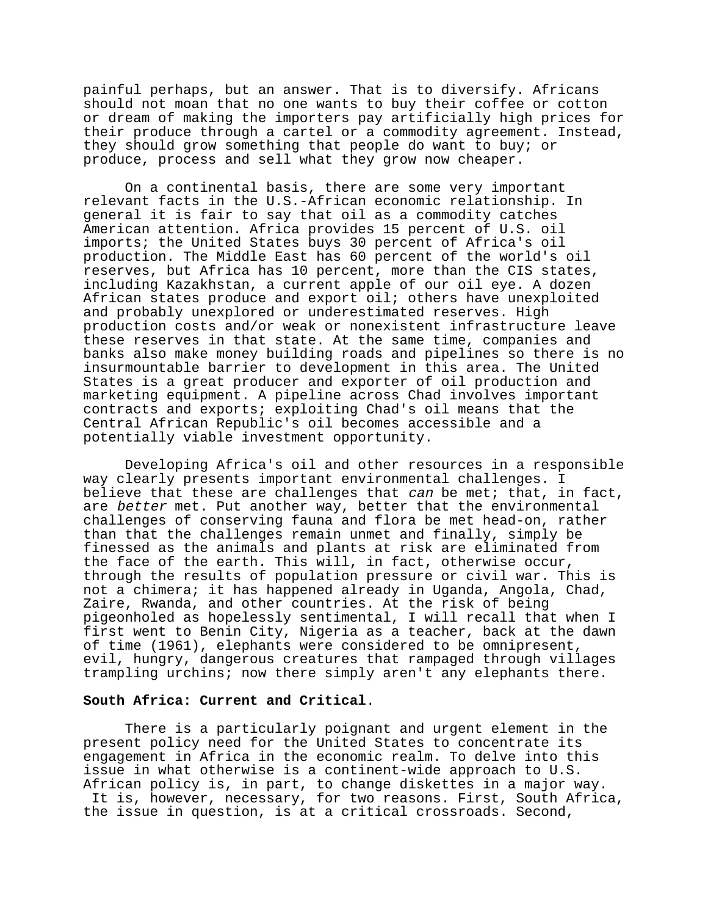painful perhaps, but an answer. That is to diversify. Africans should not moan that no one wants to buy their coffee or cotton or dream of making the importers pay artificially high prices for their produce through a cartel or a commodity agreement. Instead, they should grow something that people do want to buy; or produce, process and sell what they grow now cheaper.

On a continental basis, there are some very important relevant facts in the U.S.-African economic relationship. In general it is fair to say that oil as a commodity catches American attention. Africa provides 15 percent of U.S. oil imports; the United States buys 30 percent of Africa's oil production. The Middle East has 60 percent of the world's oil reserves, but Africa has 10 percent, more than the CIS states, including Kazakhstan, a current apple of our oil eye. A dozen African states produce and export oil; others have unexploited and probably unexplored or underestimated reserves. High production costs and/or weak or nonexistent infrastructure leave these reserves in that state. At the same time, companies and banks also make money building roads and pipelines so there is no insurmountable barrier to development in this area. The United States is a great producer and exporter of oil production and marketing equipment. A pipeline across Chad involves important contracts and exports; exploiting Chad's oil means that the Central African Republic's oil becomes accessible and a potentially viable investment opportunity.

Developing Africa's oil and other resources in a responsible way clearly presents important environmental challenges. I believe that these are challenges that *can* be met; that, in fact, are *better* met. Put another way, better that the environmental challenges of conserving fauna and flora be met head-on, rather than that the challenges remain unmet and finally, simply be finessed as the animals and plants at risk are eliminated from the face of the earth. This will, in fact, otherwise occur, through the results of population pressure or civil war. This is not a chimera; it has happened already in Uganda, Angola, Chad, Zaire, Rwanda, and other countries. At the risk of being pigeonholed as hopelessly sentimental, I will recall that when I first went to Benin City, Nigeria as a teacher, back at the dawn of time (1961), elephants were considered to be omnipresent, evil, hungry, dangerous creatures that rampaged through villages trampling urchins; now there simply aren't any elephants there.

**South Africa: Current and Critical**.

There is a particularly poignant and urgent element in the present policy need for the United States to concentrate its engagement in Africa in the economic realm. To delve into this issue in what otherwise is a continent-wide approach to U.S. African policy is, in part, to change diskettes in a major way. It is, however, necessary, for two reasons. First, South Africa, the issue in question, is at a critical crossroads. Second,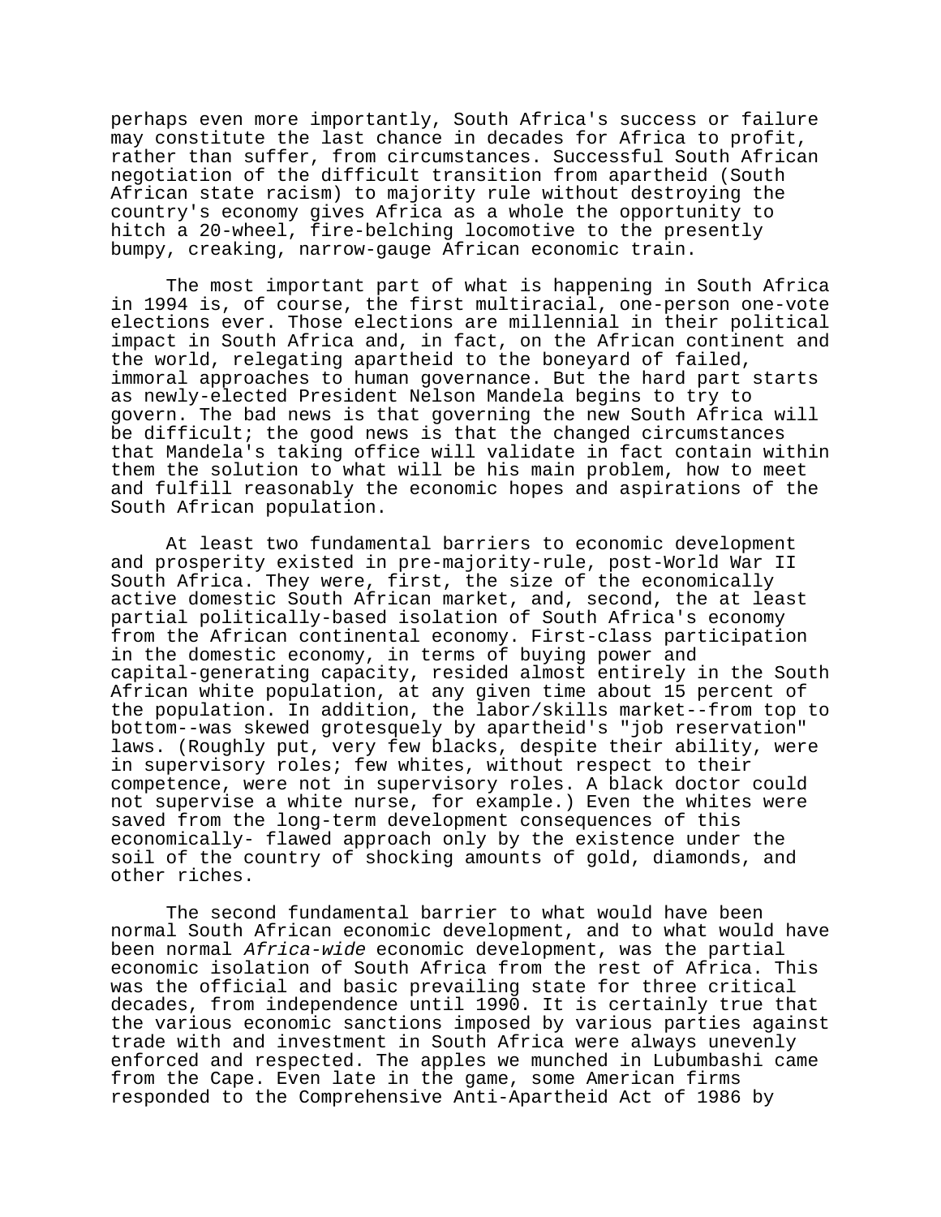perhaps even more importantly, South Africa's success or failure may constitute the last chance in decades for Africa to profit, rather than suffer, from circumstances. Successful South African negotiation of the difficult transition from apartheid (South African state racism) to majority rule without destroying the country's economy gives Africa as a whole the opportunity to hitch a 20-wheel, fire-belching locomotive to the presently bumpy, creaking, narrow-gauge African economic train.

The most important part of what is happening in South Africa in 1994 is, of course, the first multiracial, one-person one-vote elections ever. Those elections are millennial in their political impact in South Africa and, in fact, on the African continent and the world, relegating apartheid to the boneyard of failed, immoral approaches to human governance. But the hard part starts as newly-elected President Nelson Mandela begins to try to govern. The bad news is that governing the new South Africa will be difficult; the good news is that the changed circumstances that Mandela's taking office will validate in fact contain within them the solution to what will be his main problem, how to meet and fulfill reasonably the economic hopes and aspirations of the South African population.

At least two fundamental barriers to economic development and prosperity existed in pre-majority-rule, post-World War II South Africa. They were, first, the size of the economically active domestic South African market, and, second, the at least partial politically-based isolation of South Africa's economy from the African continental economy. First-class participation in the domestic economy, in terms of buying power and capital-generating capacity, resided almost entirely in the South African white population, at any given time about 15 percent of the population. In addition, the labor/skills market--from top to bottom--was skewed grotesquely by apartheid's "job reservation" laws. (Roughly put, very few blacks, despite their ability, were in supervisory roles; few whites, without respect to their competence, were not in supervisory roles. A black doctor could not supervise a white nurse, for example.) Even the whites were saved from the long-term development consequences of this economically- flawed approach only by the existence under the soil of the country of shocking amounts of gold, diamonds, and other riches.

The second fundamental barrier to what would have been normal South African economic development, and to what would have been normal *Africa-wide* economic development, was the partial economic isolation of South Africa from the rest of Africa. This was the official and basic prevailing state for three critical decades, from independence until 1990. It is certainly true that the various economic sanctions imposed by various parties against trade with and investment in South Africa were always unevenly enforced and respected. The apples we munched in Lubumbashi came from the Cape. Even late in the game, some American firms responded to the Comprehensive Anti-Apartheid Act of 1986 by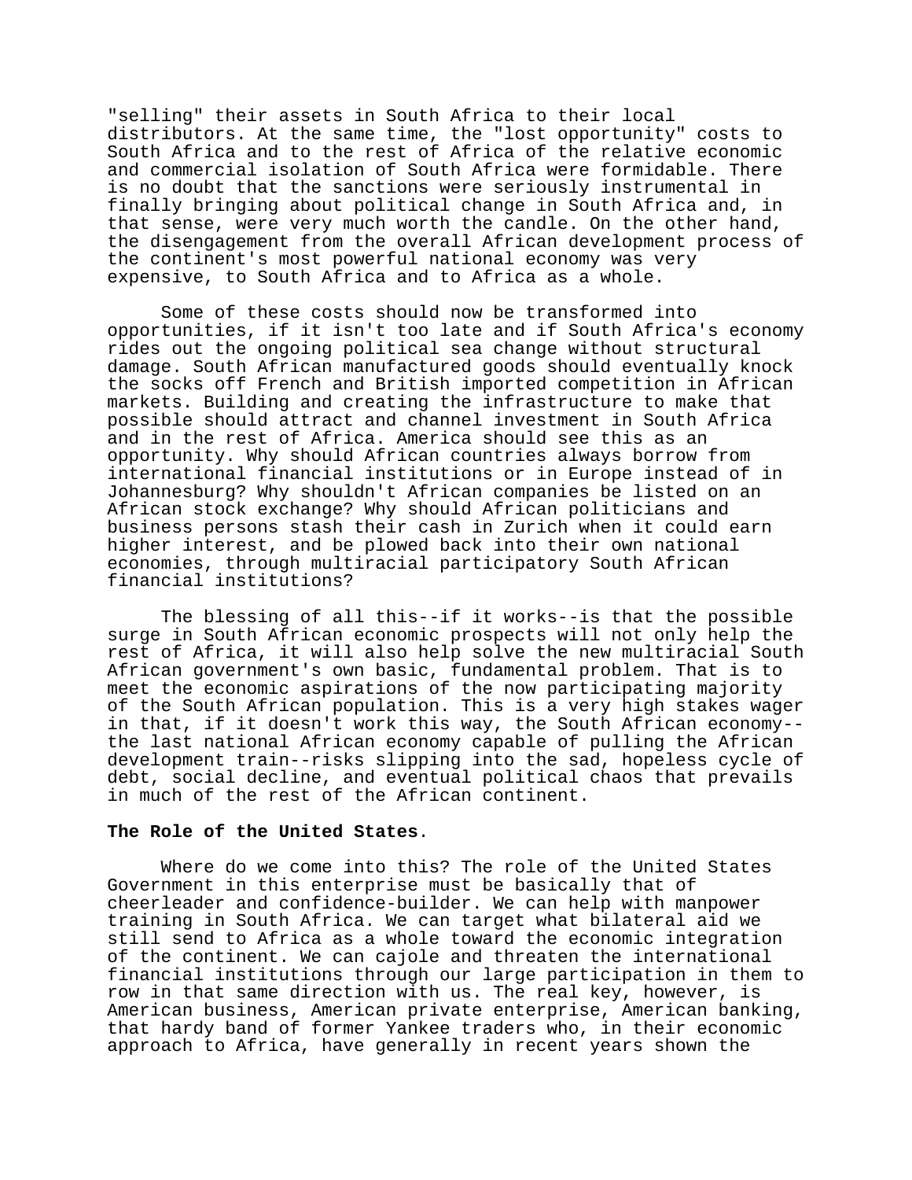"selling" their assets in South Africa to their local distributors. At the same time, the "lost opportunity" costs to South Africa and to the rest of Africa of the relative economic and commercial isolation of South Africa were formidable. There is no doubt that the sanctions were seriously instrumental in finally bringing about political change in South Africa and, in that sense, were very much worth the candle. On the other hand, the disengagement from the overall African development process of the continent's most powerful national economy was very expensive, to South Africa and to Africa as a whole.

Some of these costs should now be transformed into opportunities, if it isn't too late and if South Africa's economy rides out the ongoing political sea change without structural damage. South African manufactured goods should eventually knock the socks off French and British imported competition in African markets. Building and creating the infrastructure to make that possible should attract and channel investment in South Africa and in the rest of Africa. America should see this as an opportunity. Why should African countries always borrow from international financial institutions or in Europe instead of in Johannesburg? Why shouldn't African companies be listed on an African stock exchange? Why should African politicians and business persons stash their cash in Zurich when it could earn higher interest, and be plowed back into their own national economies, through multiracial participatory South African financial institutions?

The blessing of all this--if it works--is that the possible surge in South African economic prospects will not only help the rest of Africa, it will also help solve the new multiracial South African government's own basic, fundamental problem. That is to meet the economic aspirations of the now participating majority of the South African population. This is a very high stakes wager in that, if it doesn't work this way, the South African economy--the last national African economy capable of pulling the African development train--risks slipping into the sad, hopeless cycle of debt, social decline, and eventual political chaos that prevails in much of the rest of the African continent.

**The Role of the United States**.

Where do we come into this? The role of the United States Government in this enterprise must be basically that of cheerleader and confidence-builder. We can help with manpower training in South Africa. We can target what bilateral aid we still send to Africa as a whole toward the economic integration of the continent. We can cajole and threaten the international financial institutions through our large participation in them to row in that same direction with us. The real key, however, is American business, American private enterprise, American banking, that hardy band of former Yankee traders who, in their economic approach to Africa, have generally in recent years shown the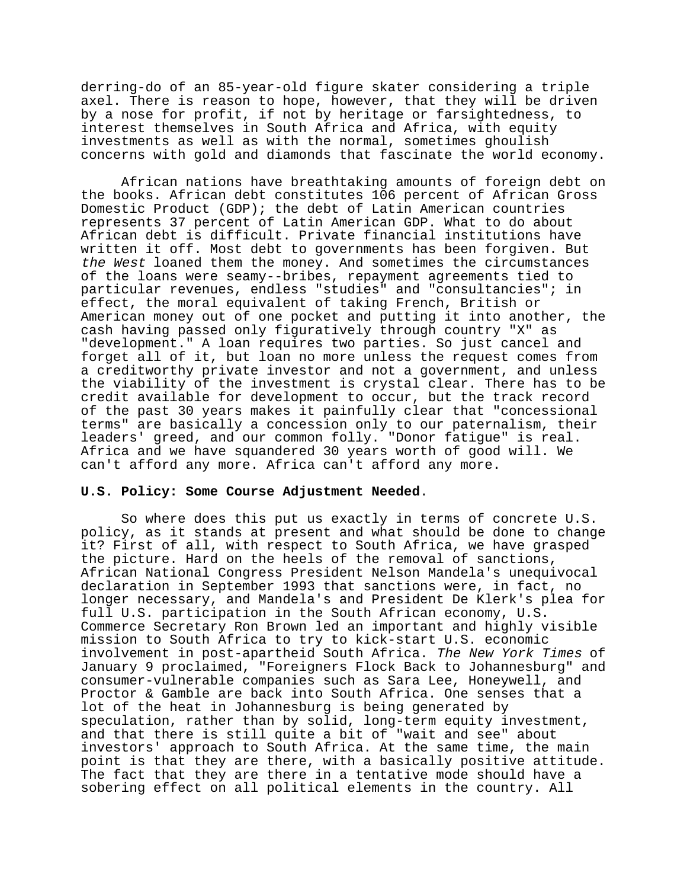derring-do of an 85-year-old figure skater considering a triple axel. There is reason to hope, however, that they will be driven by a nose for profit, if not by heritage or farsightedness, to interest themselves in South Africa and Africa, with equity investments as well as with the normal, sometimes ghoulish concerns with gold and diamonds that fascinate the world economy.

African nations have breathtaking amounts of foreign debt on the books. African debt constitutes 106 percent of African Gross Domestic Product (GDP); the debt of Latin American countries represents 37 percent of Latin American GDP. What to do about African debt is difficult. Private financial institutions have written it off. Most debt to governments has been forgiven. But *the West* loaned them the money. And sometimes the circumstances of the loans were seamy--bribes, repayment agreements tied to particular revenues, endless "studies" and "consultancies"; in effect, the moral equivalent of taking French, British or American money out of one pocket and putting it into another, the cash having passed only figuratively through country "X" as "development." A loan requires two parties. So just cancel and forget all of it, but loan no more unless the request comes from a creditworthy private investor and not a government, and unless the viability of the investment is crystal clear. There has to be credit available for development to occur, but the track record of the past 30 years makes it painfully clear that "concessional terms" are basically a concession only to our paternalism, their leaders' greed, and our common folly. "Donor fatigue" is real. Africa and we have squandered 30 years worth of good will. We can't afford any more. Africa can't afford any more.

**U.S. Policy: Some Course Adjustment Needed**.

So where does this put us exactly in terms of concrete U.S. policy, as it stands at present and what should be done to change it? First of all, with respect to South Africa, we have grasped the picture. Hard on the heels of the removal of sanctions, African National Congress President Nelson Mandela's unequivocal declaration in September 1993 that sanctions were, in fact, no longer necessary, and Mandela's and President De Klerk's plea for full U.S. participation in the South African economy, U.S. Commerce Secretary Ron Brown led an important and highly visible mission to South Africa to try to kick-start U.S. economic involvement in post-apartheid South Africa. *The New York Times* of January 9 proclaimed, "Foreigners Flock Back to Johannesburg" and consumer-vulnerable companies such as Sara Lee, Honeywell, and Proctor & Gamble are back into South Africa. One senses that a lot of the heat in Johannesburg is being generated by speculation, rather than by solid, long-term equity investment, and that there is still quite a bit of "wait and see" about investors' approach to South Africa. At the same time, the main point is that they are there, with a basically positive attitude. The fact that they are there in a tentative mode should have a sobering effect on all political elements in the country. All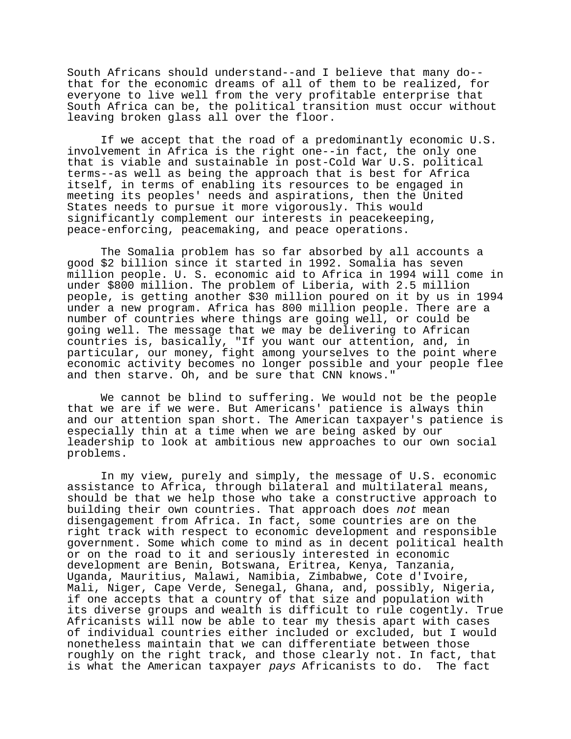South Africans should understand--and I believe that many do--that for the economic dreams of all of them to be realized, for everyone to live well from the very profitable enterprise that South Africa can be, the political transition must occur without leaving broken glass all over the floor.

If we accept that the road of a predominantly economic U.S. involvement in Africa is the right one--in fact, the only one that is viable and sustainable in post-Cold War U.S. political terms--as well as being the approach that is best for Africa itself, in terms of enabling its resources to be engaged in meeting its peoples' needs and aspirations, then the United States needs to pursue it more vigorously. This would significantly complement our interests in peacekeeping, peace-enforcing, peacemaking, and peace operations.

The Somalia problem has so far absorbed by all accounts a good $2 billion since it started in 1992. Somalia has seven million people. U. S. economic aid to Africa in 1994 will come in under $800 million. The problem of Liberia, with 2.5 million people, is getting another $30 million poured on it by us in 1994 under a new program. Africa has 800 million people. There are a number of countries where things are going well, or could be going well. The message that we may be delivering to African countries is, basically, "If you want our attention, and, in particular, our money, fight among yourselves to the point where economic activity becomes no longer possible and your people flee and then starve. Oh, and be sure that CNN knows."

We cannot be blind to suffering. We would not be the people that we are if we were. But Americans' patience is always thin and our attention span short. The American taxpayer's patience is especially thin at a time when we are being asked by our leadership to look at ambitious new approaches to our own social problems.

In my view, purely and simply, the message of U.S. economic assistance to Africa, through bilateral and multilateral means, should be that we help those who take a constructive approach to building their own countries. That approach does *not* mean disengagement from Africa. In fact, some countries are on the right track with respect to economic development and responsible government. Some which come to mind as in decent political health or on the road to it and seriously interested in economic development are Benin, Botswana, Eritrea, Kenya, Tanzania, Uganda, Mauritius, Malawi, Namibia, Zimbabwe, Cote d'Ivoire, Mali, Niger, Cape Verde, Senegal, Ghana, and, possibly, Nigeria, if one accepts that a country of that size and population with its diverse groups and wealth is difficult to rule cogently. True Africanists will now be able to tear my thesis apart with cases of individual countries either included or excluded, but I would nonetheless maintain that we can differentiate between those roughly on the right track, and those clearly not. In fact, that is what the American taxpayer *pays* Africanists to do. The fact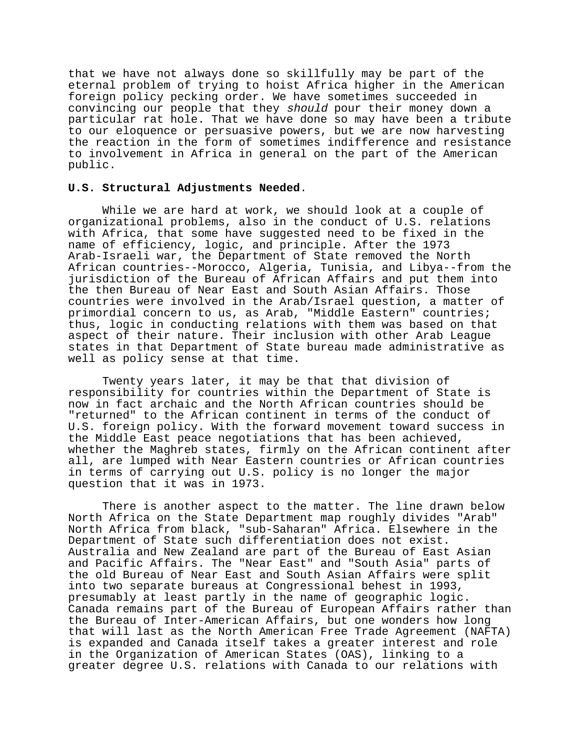that we have not always done so skillfully may be part of the eternal problem of trying to hoist Africa higher in the American foreign policy pecking order. We have sometimes succeeded in convincing our people that they *should* pour their money down a particular rat hole. That we have done so may have been a tribute to our eloquence or persuasive powers, but we are now harvesting the reaction in the form of sometimes indifference and resistance to involvement in Africa in general on the part of the American public.

**U.S. Structural Adjustments Needed**.

While we are hard at work, we should look at a couple of organizational problems, also in the conduct of U.S. relations with Africa, that some have suggested need to be fixed in the name of efficiency, logic, and principle. After the 1973 Arab-Israeli war, the Department of State removed the North African countries--Morocco, Algeria, Tunisia, and Libya--from the jurisdiction of the Bureau of African Affairs and put them into the then Bureau of Near East and South Asian Affairs. Those countries were involved in the Arab/Israel question, a matter of primordial concern to us, as Arab, "Middle Eastern" countries; thus, logic in conducting relations with them was based on that aspect of their nature. Their inclusion with other Arab League states in that Department of State bureau made administrative as well as policy sense at that time.

Twenty years later, it may be that that division of responsibility for countries within the Department of State is now in fact archaic and the North African countries should be "returned" to the African continent in terms of the conduct of U.S. foreign policy. With the forward movement toward success in the Middle East peace negotiations that has been achieved, whether the Maghreb states, firmly on the African continent after all, are lumped with Near Eastern countries or African countries in terms of carrying out U.S. policy is no longer the major question that it was in 1973.

There is another aspect to the matter. The line drawn below North Africa on the State Department map roughly divides "Arab" North Africa from black, "sub-Saharan" Africa. Elsewhere in the Department of State such differentiation does not exist. Australia and New Zealand are part of the Bureau of East Asian and Pacific Affairs. The "Near East" and "South Asia" parts of the old Bureau of Near East and South Asian Affairs were split into two separate bureaus at Congressional behest in 1993, presumably at least partly in the name of geographic logic. Canada remains part of the Bureau of European Affairs rather than the Bureau of Inter-American Affairs, but one wonders how long that will last as the North American Free Trade Agreement (NAFTA) is expanded and Canada itself takes a greater interest and role in the Organization of American States (OAS), linking to a greater degree U.S. relations with Canada to our relations with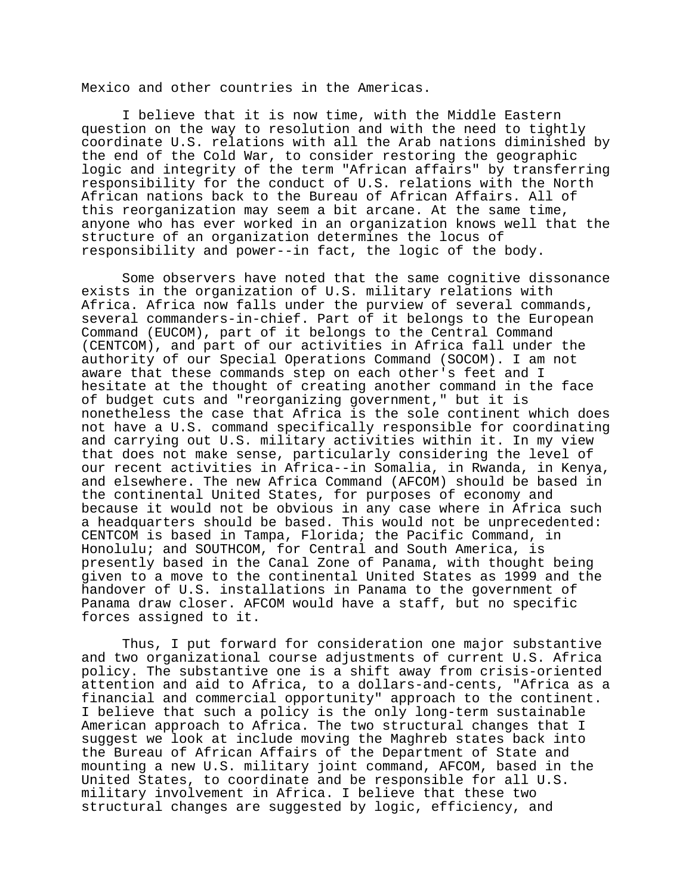Mexico and other countries in the Americas.

I believe that it is now time, with the Middle Eastern question on the way to resolution and with the need to tightly coordinate U.S. relations with all the Arab nations diminished by the end of the Cold War, to consider restoring the geographic logic and integrity of the term "African affairs" by transferring responsibility for the conduct of U.S. relations with the North African nations back to the Bureau of African Affairs. All of this reorganization may seem a bit arcane. At the same time, anyone who has ever worked in an organization knows well that the structure of an organization determines the locus of responsibility and power--in fact, the logic of the body.

Some observers have noted that the same cognitive dissonance exists in the organization of U.S. military relations with Africa. Africa now falls under the purview of several commands, several commanders-in-chief. Part of it belongs to the European Command (EUCOM), part of it belongs to the Central Command (CENTCOM), and part of our activities in Africa fall under the authority of our Special Operations Command (SOCOM). I am not aware that these commands step on each other's feet and I hesitate at the thought of creating another command in the face of budget cuts and "reorganizing government," but it is nonetheless the case that Africa is the sole continent which does not have a U.S. command specifically responsible for coordinating and carrying out U.S. military activities within it. In my view that does not make sense, particularly considering the level of our recent activities in Africa--in Somalia, in Rwanda, in Kenya, and elsewhere. The new Africa Command (AFCOM) should be based in the continental United States, for purposes of economy and because it would not be obvious in any case where in Africa such a headquarters should be based. This would not be unprecedented: CENTCOM is based in Tampa, Florida; the Pacific Command, in Honolulu; and SOUTHCOM, for Central and South America, is presently based in the Canal Zone of Panama, with thought being given to a move to the continental United States as 1999 and the handover of U.S. installations in Panama to the government of Panama draw closer. AFCOM would have a staff, but no specific forces assigned to it.

Thus, I put forward for consideration one major substantive and two organizational course adjustments of current U.S. Africa policy. The substantive one is a shift away from crisis-oriented attention and aid to Africa, to a dollars-and-cents, "Africa as a financial and commercial opportunity" approach to the continent. I believe that such a policy is the only long-term sustainable American approach to Africa. The two structural changes that I suggest we look at include moving the Maghreb states back into the Bureau of African Affairs of the Department of State and mounting a new U.S. military joint command, AFCOM, based in the United States, to coordinate and be responsible for all U.S. military involvement in Africa. I believe that these two structural changes are suggested by logic, efficiency, and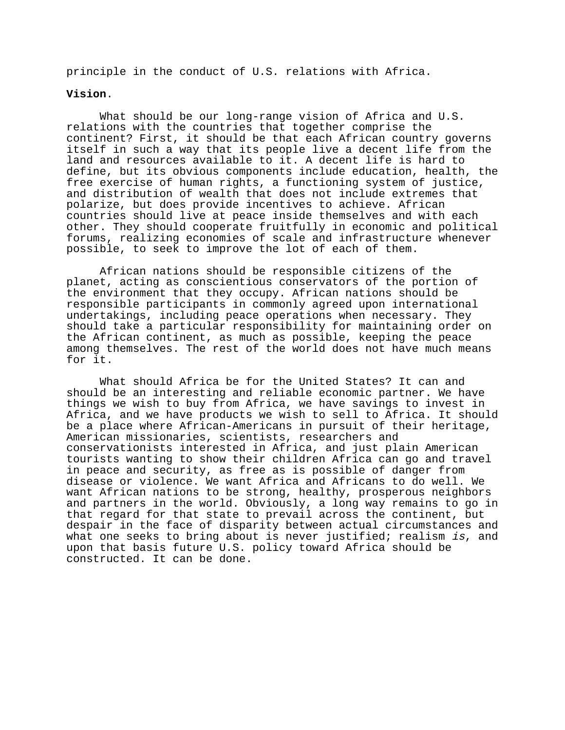principle in the conduct of U.S. relations with Africa.

**Vision**.

What should be our long-range vision of Africa and U.S. relations with the countries that together comprise the continent? First, it should be that each African country governs itself in such a way that its people live a decent life from the land and resources available to it. A decent life is hard to define, but its obvious components include education, health, the free exercise of human rights, a functioning system of justice, and distribution of wealth that does not include extremes that polarize, but does provide incentives to achieve. African countries should live at peace inside themselves and with each other. They should cooperate fruitfully in economic and political forums, realizing economies of scale and infrastructure whenever possible, to seek to improve the lot of each of them.

African nations should be responsible citizens of the planet, acting as conscientious conservators of the portion of the environment that they occupy. African nations should be responsible participants in commonly agreed upon international undertakings, including peace operations when necessary. They should take a particular responsibility for maintaining order on the African continent, as much as possible, keeping the peace among themselves. The rest of the world does not have much means for it.

What should Africa be for the United States? It can and should be an interesting and reliable economic partner. We have things we wish to buy from Africa, we have savings to invest in Africa, and we have products we wish to sell to Africa. It should be a place where African-Americans in pursuit of their heritage, American missionaries, scientists, researchers and conservationists interested in Africa, and just plain American tourists wanting to show their children Africa can go and travel in peace and security, as free as is possible of danger from disease or violence. We want Africa and Africans to do well. We want African nations to be strong, healthy, prosperous neighbors and partners in the world. Obviously, a long way remains to go in that regard for that state to prevail across the continent, but despair in the face of disparity between actual circumstances and what one seeks to bring about is never justified; realism *is*, and upon that basis future U.S. policy toward Africa should be constructed. It can be done.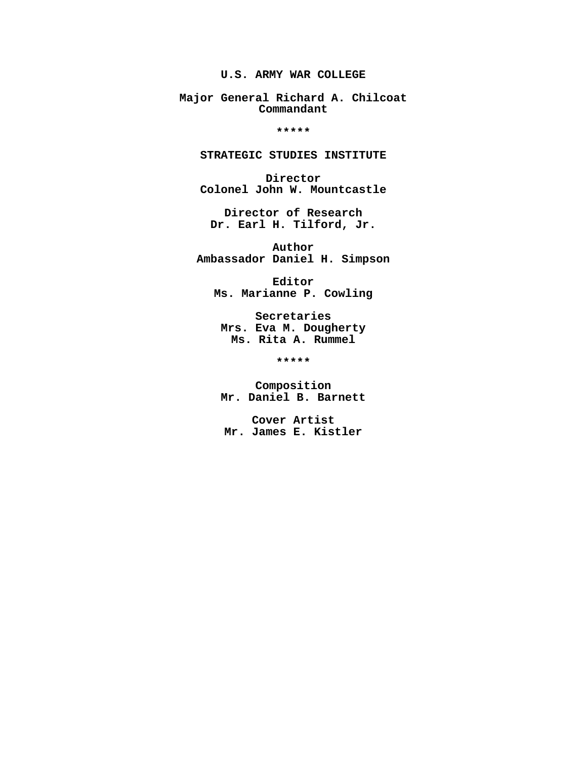**U.S. ARMY WAR COLLEGE**

**Major General Richard A. Chilcoat**
**Commandant**

**\*\*\*\*\***

**STRATEGIC STUDIES INSTITUTE**

**Director**
**Colonel John W. Mountcastle**

**Director of Research**
**Dr. Earl H. Tilford, Jr.**

**Author**
**Ambassador Daniel H. Simpson**

**Editor**
**Ms. Marianne P. Cowling**

**Secretaries**
**Mrs. Eva M. Dougherty**
**Ms. Rita A. Rummel**

**\*\*\*\*\***

**Composition**
**Mr. Daniel B. Barnett**

**Cover Artist**
**Mr. James E. Kistler**